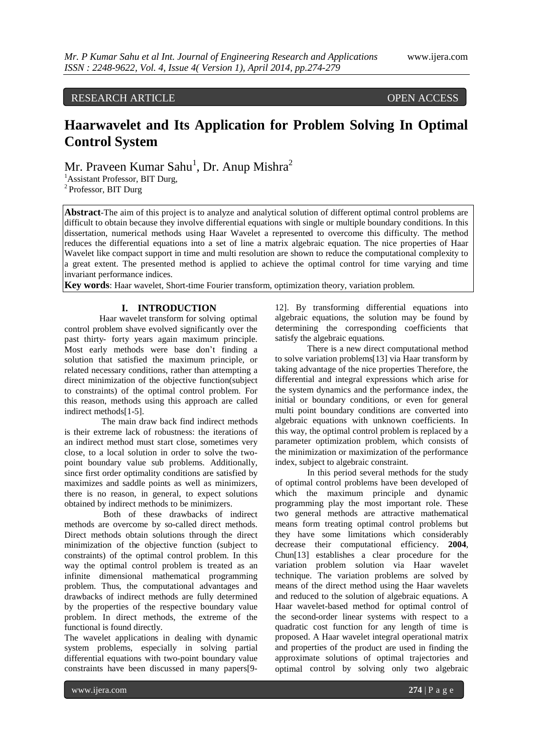RESEARCH ARTICLE OPEN ACCESS

# Haarwavelet and Its Application for Problem Solving In Optimal Control System

Mr. Praveen Kumar Sahu[1], Dr. Anup Mishra[2]

[1]Assistant Professor, BIT Durg,
[2]Professor, BIT Durg

**Abstract**-The aim of this project is to analyze and analytical solution of different optimal control problems are difficult to obtain because they involve differential equations with single or multiple boundary conditions. In this dissertation, numerical methods using Haar Wavelet a represented to overcome this difficulty. The method reduces the differential equations into a set of line a matrix algebraic equation. The nice properties of Haar Wavelet like compact support in time and multi resolution are shown to reduce the computational complexity to a great extent. The presented method is applied to achieve the optimal control for time varying and time invariant performance indices.

**Key words**: Haar wavelet, Short-time Fourier transform, optimization theory, variation problem.

## I. INTRODUCTION

Haar wavelet transform for solving optimal control problem shave evolved significantly over the past thirty- forty years again maximum principle. Most early methods were base don't finding a solution that satisfied the maximum principle, or related necessary conditions, rather than attempting a direct minimization of the objective function(subject to constraints) of the optimal control problem. For this reason, methods using this approach are called indirect methods[1-5].

The main draw back find indirect methods is their extreme lack of robustness: the iterations of an indirect method must start close, sometimes very close, to a local solution in order to solve the two-point boundary value sub problems. Additionally, since first order optimality conditions are satisfied by maximizes and saddle points as well as minimizers, there is no reason, in general, to expect solutions obtained by indirect methods to be minimizers.

Both of these drawbacks of indirect methods are overcome by so-called direct methods. Direct methods obtain solutions through the direct minimization of the objective function (subject to constraints) of the optimal control problem. In this way the optimal control problem is treated as an infinite dimensional mathematical programming problem. Thus, the computational advantages and drawbacks of indirect methods are fully determined by the properties of the respective boundary value problem. In direct methods, the extreme of the functional is found directly.

The wavelet applications in dealing with dynamic system problems, especially in solving partial differential equations with two-point boundary value constraints have been discussed in many papers[9-12]. By transforming differential equations into algebraic equations, the solution may be found by determining the corresponding coefficients that satisfy the algebraic equations.

There is a new direct computational method to solve variation problems[13] via Haar transform by taking advantage of the nice properties Therefore, the differential and integral expressions which arise for the system dynamics and the performance index, the initial or boundary conditions, or even for general multi point boundary conditions are converted into algebraic equations with unknown coefficients. In this way, the optimal control problem is replaced by a parameter optimization problem, which consists of the minimization or maximization of the performance index, subject to algebraic constraint.

In this period several methods for the study of optimal control problems have been developed of which the maximum principle and dynamic programming play the most important role. These two general methods are attractive mathematical means form treating optimal control problems but they have some limitations which considerably decrease their computational efficiency. **2004**, Chun[13] establishes a clear procedure for the variation problem solution via Haar wavelet technique. The variation problems are solved by means of the direct method using the Haar wavelets and reduced to the solution of algebraic equations. A Haar wavelet-based method for optimal control of the second-order linear systems with respect to a quadratic cost function for any length of time is proposed. A Haar wavelet integral operational matrix and properties of the product are used in finding the approximate solutions of optimal trajectories and optimal control by solving only two algebraic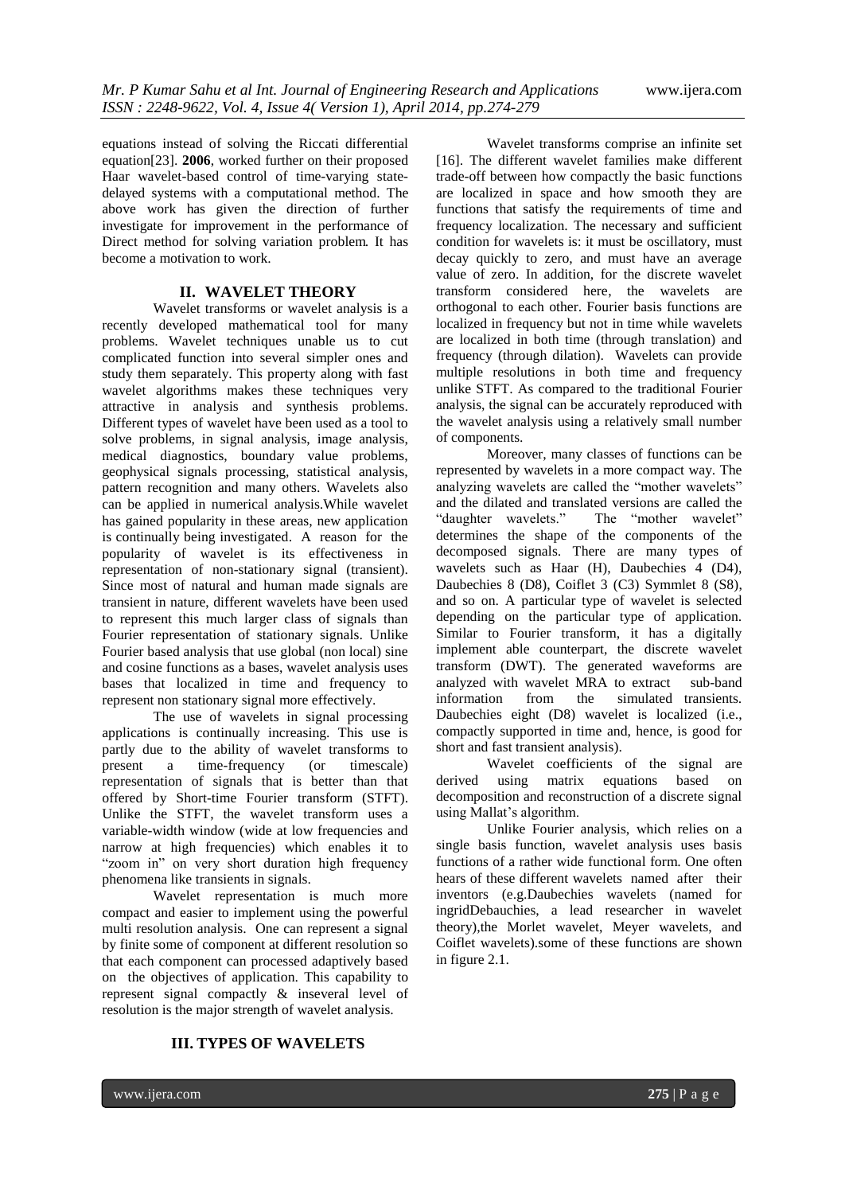equations instead of solving the Riccati differential equation[23]. **2006**, worked further on their proposed Haar wavelet-based control of time-varying state-delayed systems with a computational method. The above work has given the direction of further investigate for improvement in the performance of Direct method for solving variation problem. It has become a motivation to work.

## II. WAVELET THEORY

Wavelet transforms or wavelet analysis is a recently developed mathematical tool for many problems. Wavelet techniques unable us to cut complicated function into several simpler ones and study them separately. This property along with fast wavelet algorithms makes these techniques very attractive in analysis and synthesis problems. Different types of wavelet have been used as a tool to solve problems, in signal analysis, image analysis, medical diagnostics, boundary value problems, geophysical signals processing, statistical analysis, pattern recognition and many others. Wavelets also can be applied in numerical analysis.While wavelet has gained popularity in these areas, new application is continually being investigated. A reason for the popularity of wavelet is its effectiveness in representation of non-stationary signal (transient). Since most of natural and human made signals are transient in nature, different wavelets have been used to represent this much larger class of signals than Fourier representation of stationary signals. Unlike Fourier based analysis that use global (non local) sine and cosine functions as a bases, wavelet analysis uses bases that localized in time and frequency to represent non stationary signal more effectively.

The use of wavelets in signal processing applications is continually increasing. This use is partly due to the ability of wavelet transforms to present a time-frequency (or timescale) representation of signals that is better than that offered by Short-time Fourier transform (STFT). Unlike the STFT, the wavelet transform uses a variable-width window (wide at low frequencies and narrow at high frequencies) which enables it to "zoom in" on very short duration high frequency phenomena like transients in signals.

Wavelet representation is much more compact and easier to implement using the powerful multi resolution analysis. One can represent a signal by finite some of component at different resolution so that each component can processed adaptively based on the objectives of application. This capability to represent signal compactly & inseveral level of resolution is the major strength of wavelet analysis.

Wavelet transforms comprise an infinite set [16]. The different wavelet families make different trade-off between how compactly the basic functions are localized in space and how smooth they are functions that satisfy the requirements of time and frequency localization. The necessary and sufficient condition for wavelets is: it must be oscillatory, must decay quickly to zero, and must have an average value of zero. In addition, for the discrete wavelet transform considered here, the wavelets are orthogonal to each other. Fourier basis functions are localized in frequency but not in time while wavelets are localized in both time (through translation) and frequency (through dilation). Wavelets can provide multiple resolutions in both time and frequency unlike STFT. As compared to the traditional Fourier analysis, the signal can be accurately reproduced with the wavelet analysis using a relatively small number of components.

Moreover, many classes of functions can be represented by wavelets in a more compact way. The analyzing wavelets are called the "mother wavelets" and the dilated and translated versions are called the "daughter wavelets." The "mother wavelet" determines the shape of the components of the decomposed signals. There are many types of wavelets such as Haar (H), Daubechies 4 (D4), Daubechies 8 (D8), Coiflet 3 (C3) Symmlet 8 (S8), and so on. A particular type of wavelet is selected depending on the particular type of application. Similar to Fourier transform, it has a digitally implement able counterpart, the discrete wavelet transform (DWT). The generated waveforms are analyzed with wavelet MRA to extract sub-band information from the simulated transients. Daubechies eight (D8) wavelet is localized (i.e., compactly supported in time and, hence, is good for short and fast transient analysis).

Wavelet coefficients of the signal are derived using matrix equations based on decomposition and reconstruction of a discrete signal using Mallat's algorithm.

Unlike Fourier analysis, which relies on a single basis function, wavelet analysis uses basis functions of a rather wide functional form. One often hears of these different wavelets named after their inventors (e.g.Daubechies wavelets (named for ingridDebauchies, a lead researcher in wavelet theory),the Morlet wavelet, Meyer wavelets, and Coiflet wavelets).some of these functions are shown in figure 2.1.

## III. TYPES OF WAVELETS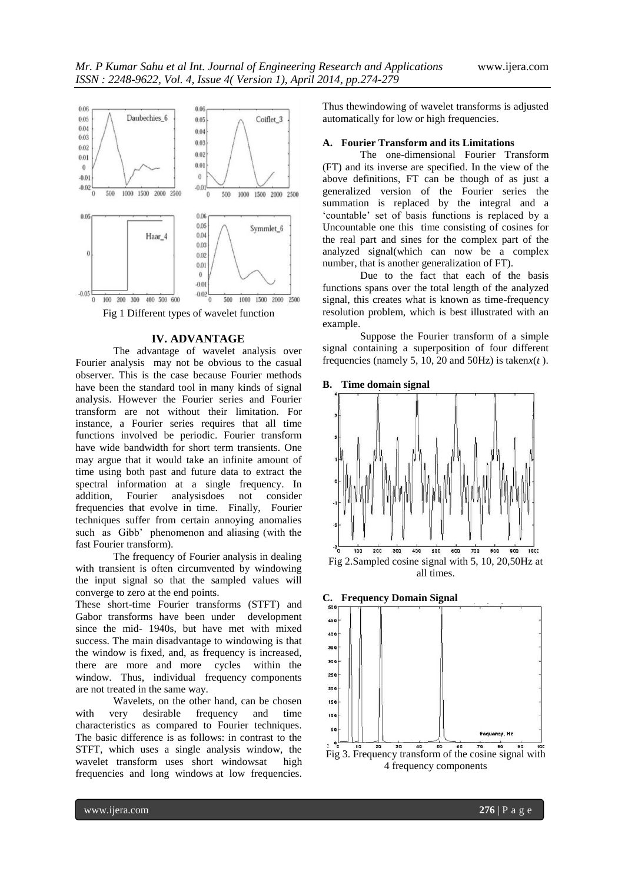Fig 1 Different types of wavelet function

## IV. ADVANTAGE

The advantage of wavelet analysis over Fourier analysis may not be obvious to the casual observer. This is the case because Fourier methods have been the standard tool in many kinds of signal analysis. However the Fourier series and Fourier transform are not without their limitation. For instance, a Fourier series requires that all time functions involved be periodic. Fourier transform have wide bandwidth for short term transients. One may argue that it would take an infinite amount of time using both past and future data to extract the spectral information at a single frequency. In addition, Fourier analysisdoes not consider frequencies that evolve in time. Finally, Fourier techniques suffer from certain annoying anomalies such as Gibb' phenomenon and aliasing (with the fast Fourier transform).

The frequency of Fourier analysis in dealing with transient is often circumvented by windowing the input signal so that the sampled values will converge to zero at the end points.

These short-time Fourier transforms (STFT) and Gabor transforms have been under development since the mid- 1940s, but have met with mixed success. The main disadvantage to windowing is that the window is fixed, and, as frequency is increased, there are more and more cycles within the window. Thus, individual frequency components are not treated in the same way.

Wavelets, on the other hand, can be chosen with very desirable frequency and time characteristics as compared to Fourier techniques. The basic difference is as follows: in contrast to the STFT, which uses a single analysis window, the wavelet transform uses short windowsat high frequencies and long windows at low frequencies. Thus thewindowing of wavelet transforms is adjusted automatically for low or high frequencies.

### A. Fourier Transform and its Limitations

The one-dimensional Fourier Transform (FT) and its inverse are specified. In the view of the above definitions, FT can be though of as just a generalized version of the Fourier series the summation is replaced by the integral and a 'countable' set of basis functions is replaced by a Uncountable one this time consisting of cosines for the real part and sines for the complex part of the analyzed signal(which can now be a complex number, that is another generalization of FT).

Due to the fact that each of the basis functions spans over the total length of the analyzed signal, this creates what is known as time-frequency resolution problem, which is best illustrated with an example.

Suppose the Fourier transform of a simple signal containing a superposition of four different frequencies (namely 5, 10, 20 and 50Hz) is taken$x(t)$.

### B. Time domain signal

Fig 2.Sampled cosine signal with 5, 10, 20,50Hz at all times.

### C. Frequency Domain Signal

Fig 3. Frequency transform of the cosine signal with 4 frequency components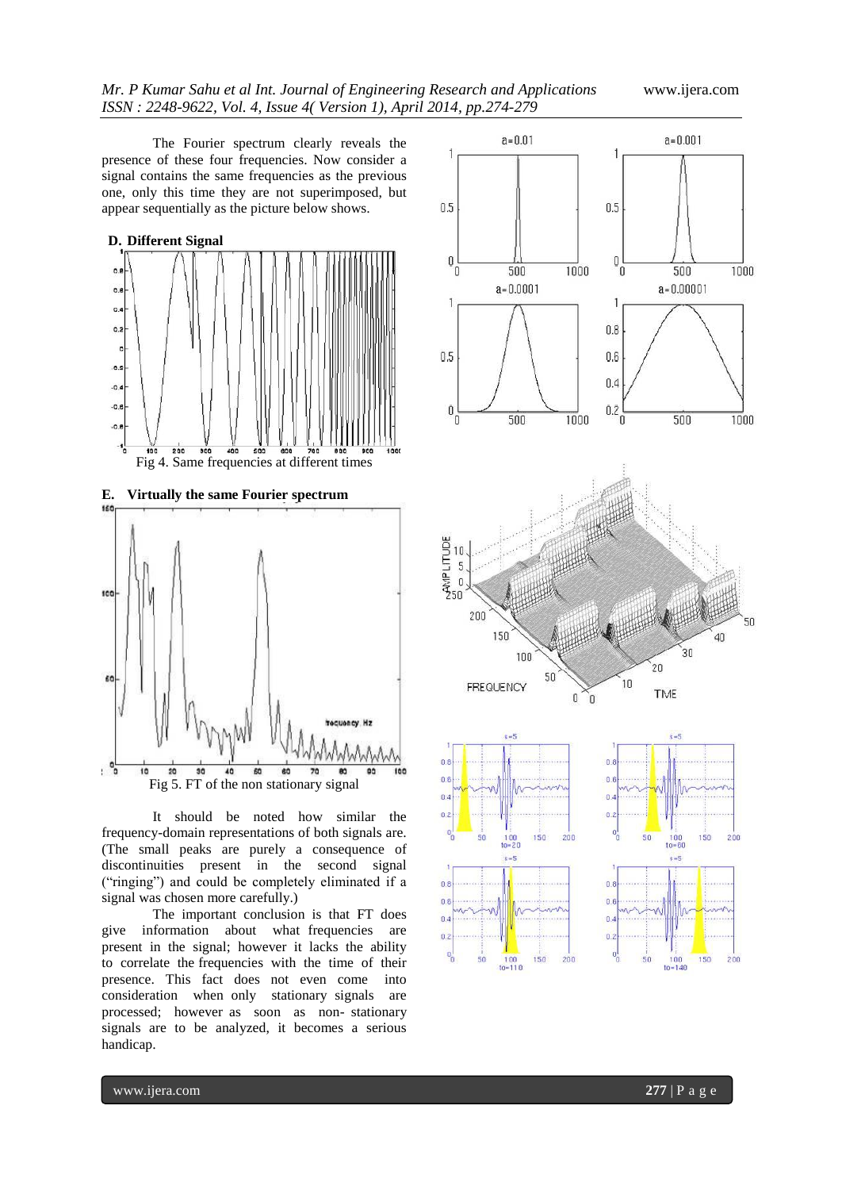The Fourier spectrum clearly reveals the presence of these four frequencies. Now consider a signal contains the same frequencies as the previous one, only this time they are not superimposed, but appear sequentially as the picture below shows.

### D. Different Signal

Fig 4. Same frequencies at different times

### E. Virtually the same Fourier spectrum

Fig 5. FT of the non stationary signal

It should be noted how similar the frequency-domain representations of both signals are. (The small peaks are purely a consequence of discontinuities present in the second signal ("ringing") and could be completely eliminated if a signal was chosen more carefully.)

The important conclusion is that FT does give information about what frequencies are present in the signal; however it lacks the ability to correlate the frequencies with the time of their presence. This fact does not even come into consideration when only stationary signals are processed; however as soon as non- stationary signals are to be analyzed, it becomes a serious handicap.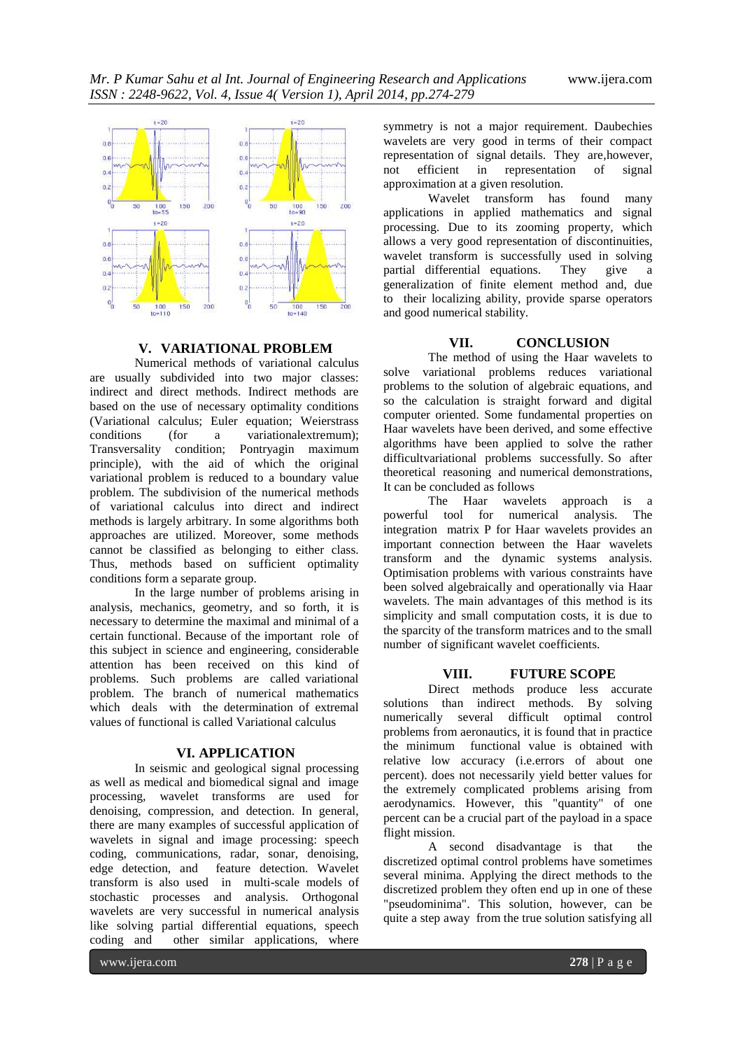## V. VARIATIONAL PROBLEM

Numerical methods of variational calculus are usually subdivided into two major classes: indirect and direct methods. Indirect methods are based on the use of necessary optimality conditions (Variational calculus; Euler equation; Weierstrass conditions (for a variationalextremum); Transversality condition; Pontryagin maximum principle), with the aid of which the original variational problem is reduced to a boundary value problem. The subdivision of the numerical methods of variational calculus into direct and indirect methods is largely arbitrary. In some algorithms both approaches are utilized. Moreover, some methods cannot be classified as belonging to either class. Thus, methods based on sufficient optimality conditions form a separate group.

In the large number of problems arising in analysis, mechanics, geometry, and so forth, it is necessary to determine the maximal and minimal of a certain functional. Because of the important role of this subject in science and engineering, considerable attention has been received on this kind of problems. Such problems are called variational problem. The branch of numerical mathematics which deals with the determination of extremal values of functional is called Variational calculus

## VI. APPLICATION

In seismic and geological signal processing as well as medical and biomedical signal and image processing, wavelet transforms are used for denoising, compression, and detection. In general, there are many examples of successful application of wavelets in signal and image processing: speech coding, communications, radar, sonar, denoising, edge detection, and feature detection. Wavelet transform is also used in multi-scale models of stochastic processes and analysis. Orthogonal wavelets are very successful in numerical analysis like solving partial differential equations, speech coding and other similar applications, where symmetry is not a major requirement. Daubechies wavelets are very good in terms of their compact representation of signal details. They are,however, not efficient in representation of signal approximation at a given resolution.

Wavelet transform has found many applications in applied mathematics and signal processing. Due to its zooming property, which allows a very good representation of discontinuities, wavelet transform is successfully used in solving partial differential equations. They give a generalization of finite element method and, due to their localizing ability, provide sparse operators and good numerical stability.

## VII. CONCLUSION

The method of using the Haar wavelets to solve variational problems reduces variational problems to the solution of algebraic equations, and so the calculation is straight forward and digital computer oriented. Some fundamental properties on Haar wavelets have been derived, and some effective algorithms have been applied to solve the rather difficultvariational problems successfully. So after theoretical reasoning and numerical demonstrations, It can be concluded as follows

The Haar wavelets approach is a powerful tool for numerical analysis. The integration matrix P for Haar wavelets provides an important connection between the Haar wavelets transform and the dynamic systems analysis. Optimisation problems with various constraints have been solved algebraically and operationally via Haar wavelets. The main advantages of this method is its simplicity and small computation costs, it is due to the sparcity of the transform matrices and to the small number of significant wavelet coefficients.

## VIII. FUTURE SCOPE

Direct methods produce less accurate solutions than indirect methods. By solving numerically several difficult optimal control problems from aeronautics, it is found that in practice the minimum functional value is obtained with relative low accuracy (i.e.errors of about one percent). does not necessarily yield better values for the extremely complicated problems arising from aerodynamics. However, this "quantity" of one percent can be a crucial part of the payload in a space flight mission.

A second disadvantage is that the discretized optimal control problems have sometimes several minima. Applying the direct methods to the discretized problem they often end up in one of these "pseudominima". This solution, however, can be quite a step away from the true solution satisfying all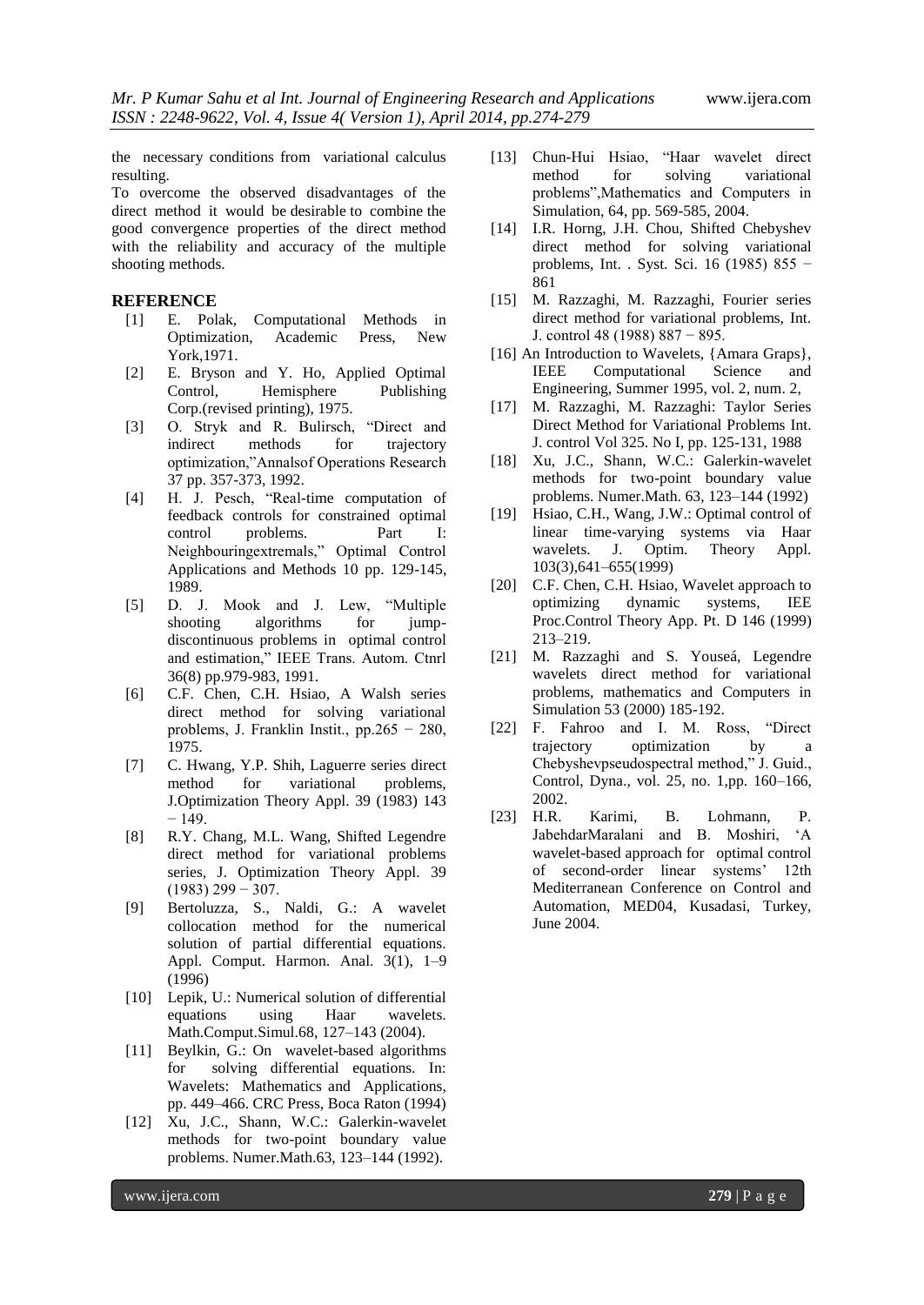the necessary conditions from variational calculus resulting.

To overcome the observed disadvantages of the direct method it would be desirable to combine the good convergence properties of the direct method with the reliability and accuracy of the multiple shooting methods.

## REFERENCE

[1] E. Polak, Computational Methods in Optimization, Academic Press, New York,1971.

[2] E. Bryson and Y. Ho, Applied Optimal Control, Hemisphere Publishing Corp.(revised printing), 1975.

[3] O. Stryk and R. Bulirsch, "Direct and indirect methods for trajectory optimization,"Annalsof Operations Research 37 pp. 357-373, 1992.

[4] H. J. Pesch, "Real-time computation of feedback controls for constrained optimal control problems. Part I: Neighbouringextremals," Optimal Control Applications and Methods 10 pp. 129-145, 1989.

[5] D. J. Mook and J. Lew, "Multiple shooting algorithms for jump-discontinuous problems in optimal control and estimation," IEEE Trans. Autom. Ctnrl 36(8) pp.979-983, 1991.

[6] C.F. Chen, C.H. Hsiao, A Walsh series direct method for solving variational problems, J. Franklin Instit., pp.265 − 280, 1975.

[7] C. Hwang, Y.P. Shih, Laguerre series direct method for variational problems, J.Optimization Theory Appl. 39 (1983) 143 − 149.

[8] R.Y. Chang, M.L. Wang, Shifted Legendre direct method for variational problems series, J. Optimization Theory Appl. 39 (1983) 299 − 307.

[9] Bertoluzza, S., Naldi, G.: A wavelet collocation method for the numerical solution of partial differential equations. Appl. Comput. Harmon. Anal. 3(1), 1–9 (1996)

[10] Lepik, U.: Numerical solution of differential equations using Haar wavelets. Math.Comput.Simul.68, 127–143 (2004).

[11] Beylkin, G.: On wavelet-based algorithms for solving differential equations. In: Wavelets: Mathematics and Applications, pp. 449–466. CRC Press, Boca Raton (1994)

[12] Xu, J.C., Shann, W.C.: Galerkin-wavelet methods for two-point boundary value problems. Numer.Math.63, 123–144 (1992).

[13] Chun-Hui Hsiao, "Haar wavelet direct method for solving variational problems",Mathematics and Computers in Simulation, 64, pp. 569-585, 2004.

[14] I.R. Horng, J.H. Chou, Shifted Chebyshev direct method for solving variational problems, Int. . Syst. Sci. 16 (1985) 855 − 861

[15] M. Razzaghi, M. Razzaghi, Fourier series direct method for variational problems, Int. J. control 48 (1988) 887 − 895.

[16] An Introduction to Wavelets, {Amara Graps}, IEEE Computational Science and Engineering, Summer 1995, vol. 2, num. 2,

[17] M. Razzaghi, M. Razzaghi: Taylor Series Direct Method for Variational Problems Int. J. control Vol 325. No I, pp. 125-131, 1988

[18] Xu, J.C., Shann, W.C.: Galerkin-wavelet methods for two-point boundary value problems. Numer.Math. 63, 123–144 (1992)

[19] Hsiao, C.H., Wang, J.W.: Optimal control of linear time-varying systems via Haar wavelets. J. Optim. Theory Appl. 103(3),641–655(1999)

[20] C.F. Chen, C.H. Hsiao, Wavelet approach to optimizing dynamic systems, IEE Proc.Control Theory App. Pt. D 146 (1999) 213–219.

[21] M. Razzaghi and S. Youseá, Legendre wavelets direct method for variational problems, mathematics and Computers in Simulation 53 (2000) 185-192.

[22] F. Fahroo and I. M. Ross, "Direct trajectory optimization by a Chebyshevpseudospectral method," J. Guid., Control, Dyna., vol. 25, no. 1,pp. 160–166, 2002.

[23] H.R. Karimi, B. Lohmann, P. JabehdarMaralani and B. Moshiri, 'A wavelet-based approach for optimal control of second-order linear systems' 12th Mediterranean Conference on Control and Automation, MED04, Kusadasi, Turkey, June 2004.